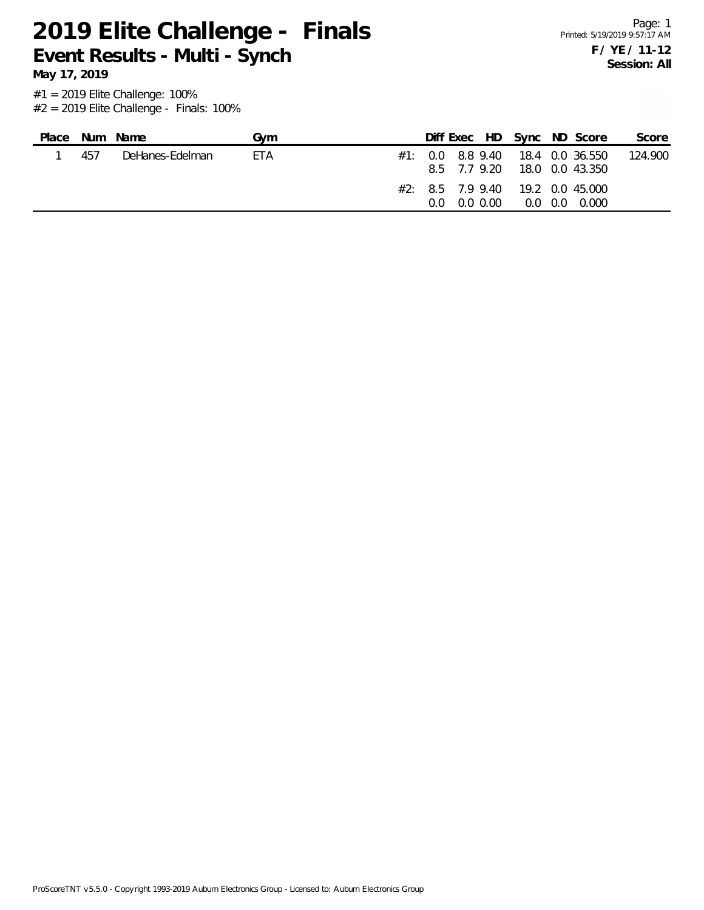# 2019 Elite Challenge - Finals

## Event Results - Multi - Synch

**May 17, 2019**

**F / YE / 11-12**
**Session: All**

#1 = 2019 Elite Challenge: 100%
#2 = 2019 Elite Challenge - Finals: 100%

| Place | Num | Name | Gym | | Diff | Exec | HD | Sync | ND | Score | Score |
|---|---|---|---|---|---|---|---|---|---|---|---|
| 1 | 457 | DeHanes-Edelman | ETA | #1: | 0.0 | 8.8 | 9.40 | 18.4 | 0.0 | 36.550 | 124.900 |
| | | | | | 8.5 | 7.7 | 9.20 | 18.0 | 0.0 | 43.350 | |
| | | | | #2: | 8.5 | 7.9 | 9.40 | 19.2 | 0.0 | 45.000 | |
| | | | | | 0.0 | 0.0 | 0.00 | 0.0 | 0.0 | 0.000 | |

ProScoreTNT v5.5.0 - Copyright 1993-2019 Auburn Electronics Group - Licensed to: Auburn Electronics Group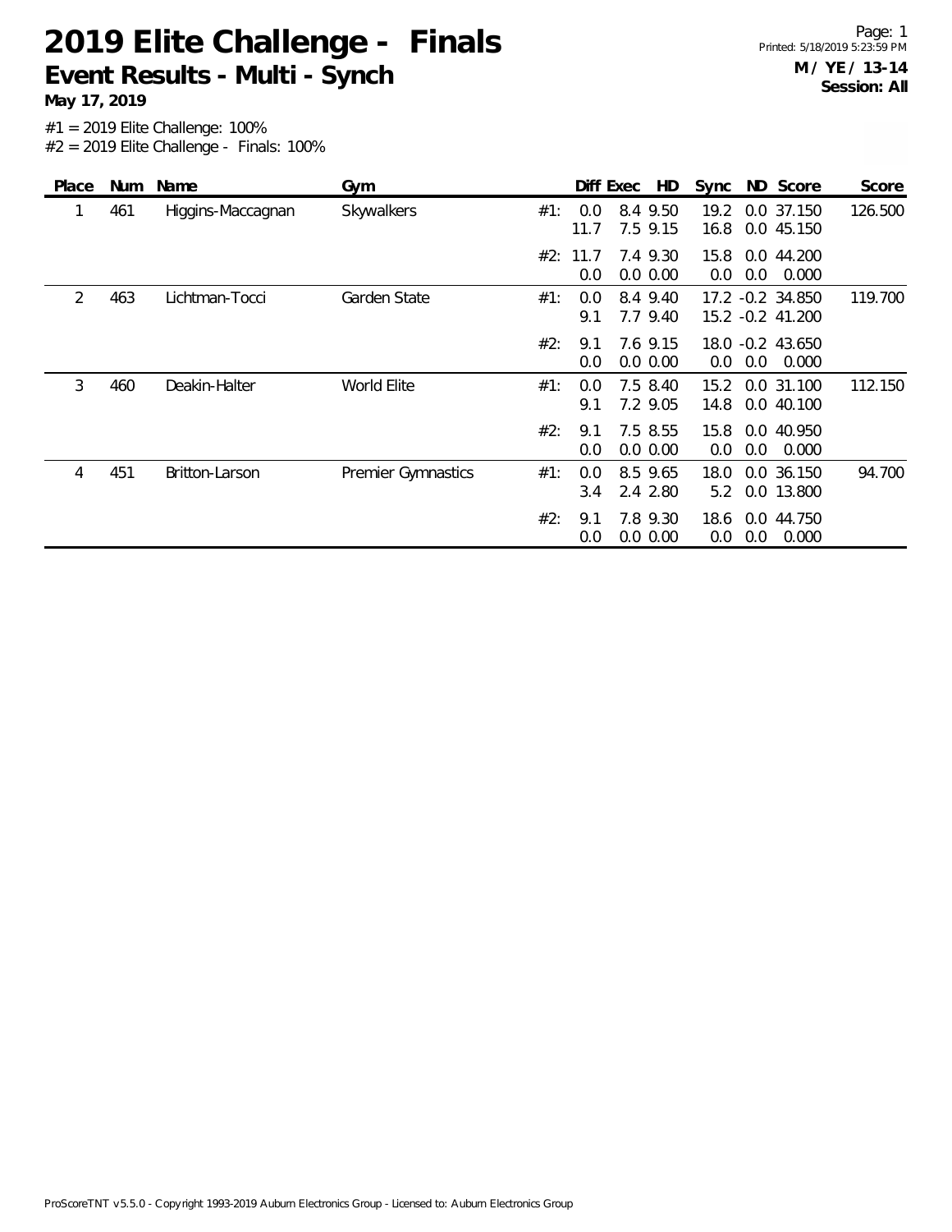# 2019 Elite Challenge - Finals

## Event Results - Multi - Synch

**May 17, 2019**

**M / YE / 13-14**
**Session: All**

#1 = 2019 Elite Challenge: 100%
#2 = 2019 Elite Challenge - Finals: 100%

| Place | Num | Name | Gym | | Diff | Exec | HD | Sync | ND | Score | Score |
|---|---|---|---|---|---|---|---|---|---|---|---|
| 1 | 461 | Higgins-Maccagnan | Skywalkers | #1: | 0.0 | 8.4 | 9.50 | 19.2 | 0.0 | 37.150 | 126.500 |
| | | | | | 11.7 | 7.5 | 9.15 | 16.8 | 0.0 | 45.150 | |
| | | | | #2: | 11.7 | 7.4 | 9.30 | 15.8 | 0.0 | 44.200 | |
| | | | | | 0.0 | 0.0 | 0.00 | 0.0 | 0.0 | 0.000 | |
| 2 | 463 | Lichtman-Tocci | Garden State | #1: | 0.0 | 8.4 | 9.40 | 17.2 | -0.2 | 34.850 | 119.700 |
| | | | | | 9.1 | 7.7 | 9.40 | 15.2 | -0.2 | 41.200 | |
| | | | | #2: | 9.1 | 7.6 | 9.15 | 18.0 | -0.2 | 43.650 | |
| | | | | | 0.0 | 0.0 | 0.00 | 0.0 | 0.0 | 0.000 | |
| 3 | 460 | Deakin-Halter | World Elite | #1: | 0.0 | 7.5 | 8.40 | 15.2 | 0.0 | 31.100 | 112.150 |
| | | | | | 9.1 | 7.2 | 9.05 | 14.8 | 0.0 | 40.100 | |
| | | | | #2: | 9.1 | 7.5 | 8.55 | 15.8 | 0.0 | 40.950 | |
| | | | | | 0.0 | 0.0 | 0.00 | 0.0 | 0.0 | 0.000 | |
| 4 | 451 | Britton-Larson | Premier Gymnastics | #1: | 0.0 | 8.5 | 9.65 | 18.0 | 0.0 | 36.150 | 94.700 |
| | | | | | 3.4 | 2.4 | 2.80 | 5.2 | 0.0 | 13.800 | |
| | | | | #2: | 9.1 | 7.8 | 9.30 | 18.6 | 0.0 | 44.750 | |
| | | | | | 0.0 | 0.0 | 0.00 | 0.0 | 0.0 | 0.000 | |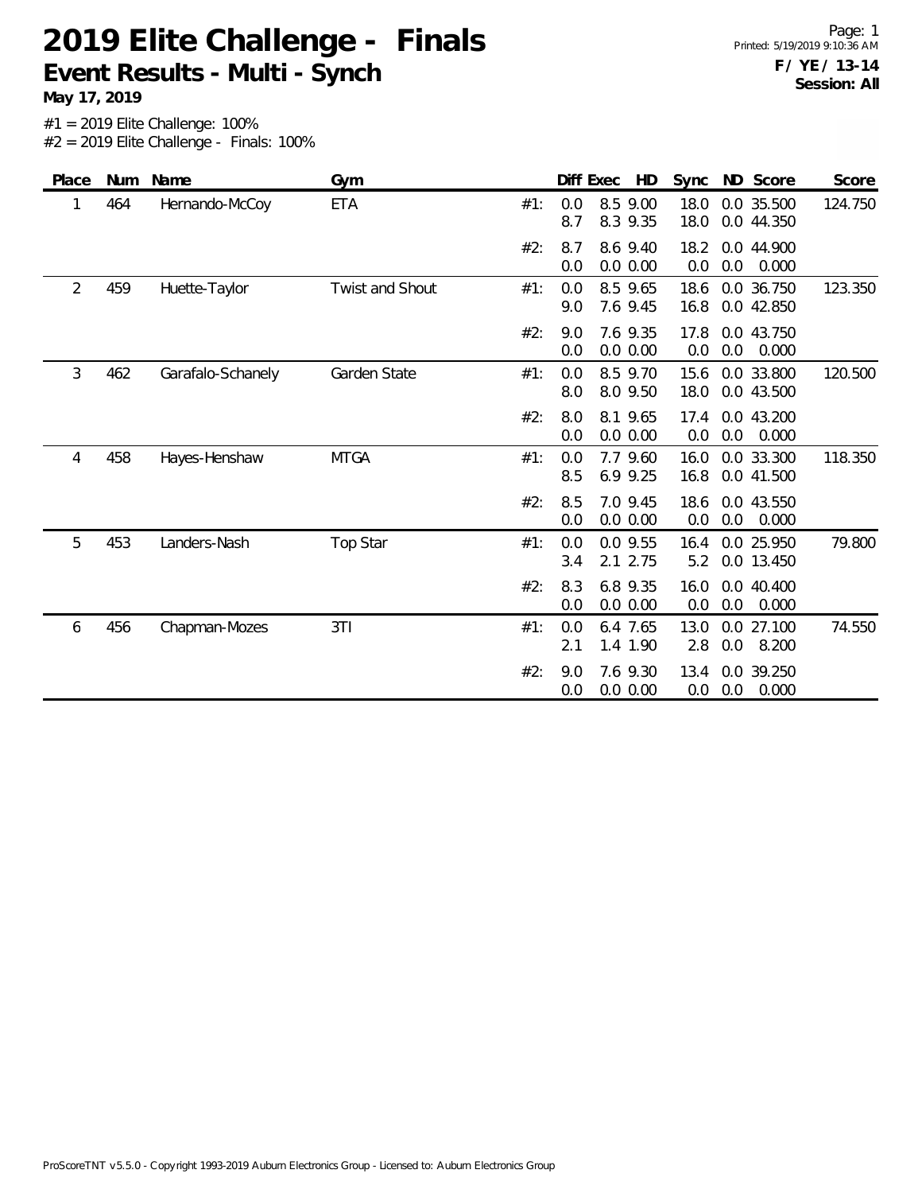# 2019 Elite Challenge - Finals

## Event Results - Multi - Synch

**May 17, 2019**

**F / YE / 13-14**
**Session: All**

#1 = 2019 Elite Challenge: 100%
#2 = 2019 Elite Challenge - Finals: 100%

| Place | Num | Name | Gym | | Diff | Exec | HD | Sync | ND | Score | Score |
|---|---|---|---|---|---|---|---|---|---|---|---|
| 1 | 464 | Hernando-McCoy | ETA | #1: | 0.0 | 8.5 | 9.00 | 18.0 | 0.0 | 35.500 | 124.750 |
| | | | | | 8.7 | 8.3 | 9.35 | 18.0 | 0.0 | 44.350 | |
| | | | | #2: | 8.7 | 8.6 | 9.40 | 18.2 | 0.0 | 44.900 | |
| | | | | | 0.0 | 0.0 | 0.00 | 0.0 | 0.0 | 0.000 | |
| 2 | 459 | Huette-Taylor | Twist and Shout | #1: | 0.0 | 8.5 | 9.65 | 18.6 | 0.0 | 36.750 | 123.350 |
| | | | | | 9.0 | 7.6 | 9.45 | 16.8 | 0.0 | 42.850 | |
| | | | | #2: | 9.0 | 7.6 | 9.35 | 17.8 | 0.0 | 43.750 | |
| | | | | | 0.0 | 0.0 | 0.00 | 0.0 | 0.0 | 0.000 | |
| 3 | 462 | Garafalo-Schanely | Garden State | #1: | 0.0 | 8.5 | 9.70 | 15.6 | 0.0 | 33.800 | 120.500 |
| | | | | | 8.0 | 8.0 | 9.50 | 18.0 | 0.0 | 43.500 | |
| | | | | #2: | 8.0 | 8.1 | 9.65 | 17.4 | 0.0 | 43.200 | |
| | | | | | 0.0 | 0.0 | 0.00 | 0.0 | 0.0 | 0.000 | |
| 4 | 458 | Hayes-Henshaw | MTGA | #1: | 0.0 | 7.7 | 9.60 | 16.0 | 0.0 | 33.300 | 118.350 |
| | | | | | 8.5 | 6.9 | 9.25 | 16.8 | 0.0 | 41.500 | |
| | | | | #2: | 8.5 | 7.0 | 9.45 | 18.6 | 0.0 | 43.550 | |
| | | | | | 0.0 | 0.0 | 0.00 | 0.0 | 0.0 | 0.000 | |
| 5 | 453 | Landers-Nash | Top Star | #1: | 0.0 | 0.0 | 9.55 | 16.4 | 0.0 | 25.950 | 79.800 |
| | | | | | 3.4 | 2.1 | 2.75 | 5.2 | 0.0 | 13.450 | |
| | | | | #2: | 8.3 | 6.8 | 9.35 | 16.0 | 0.0 | 40.400 | |
| | | | | | 0.0 | 0.0 | 0.00 | 0.0 | 0.0 | 0.000 | |
| 6 | 456 | Chapman-Mozes | 3TI | #1: | 0.0 | 6.4 | 7.65 | 13.0 | 0.0 | 27.100 | 74.550 |
| | | | | | 2.1 | 1.4 | 1.90 | 2.8 | 0.0 | 8.200 | |
| | | | | #2: | 9.0 | 7.6 | 9.30 | 13.4 | 0.0 | 39.250 | |
| | | | | | 0.0 | 0.0 | 0.00 | 0.0 | 0.0 | 0.000 | |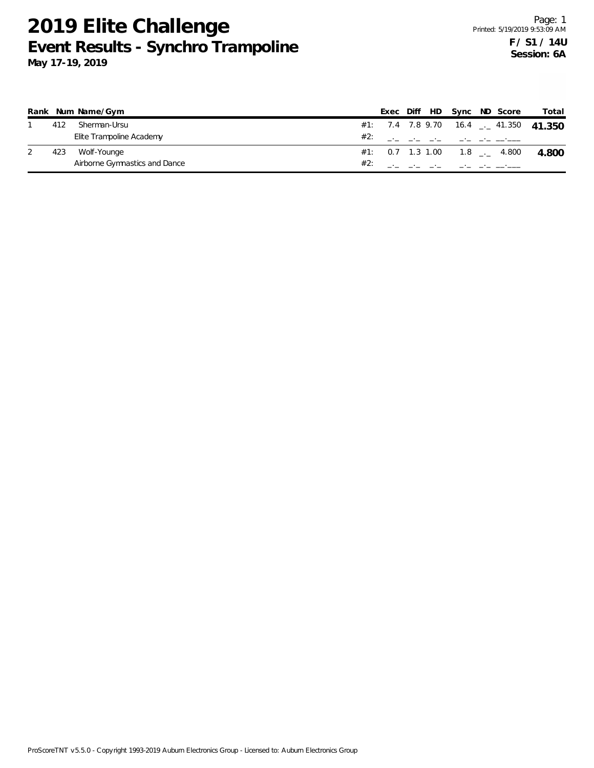# 2019 Elite Challenge

## Event Results - Synchro Trampoline

**May 17-19, 2019**

**F / S1 / 14U**
**Session: 6A**

| Rank | Num | Name/Gym | | Exec | Diff | HD | Sync | ND | Score | Total |
|---|---|---|---|---|---|---|---|---|---|---|
| 1 | 412 | Sherman-Ursu | #1: | 7.4 | 7.8 | 9.70 | 16.4 | _._ | 41.350 | **41.350** |
| | | Elite Trampoline Academy | #2: | _._ | _._ | _._ | _._ | _._ | __.___ | |
| 2 | 423 | Wolf-Younge | #1: | 0.7 | 1.3 | 1.00 | 1.8 | _._ | 4.800 | **4.800** |
| | | Airborne Gymnastics and Dance | #2: | _._ | _._ | _._ | _._ | _._ | __.___ | |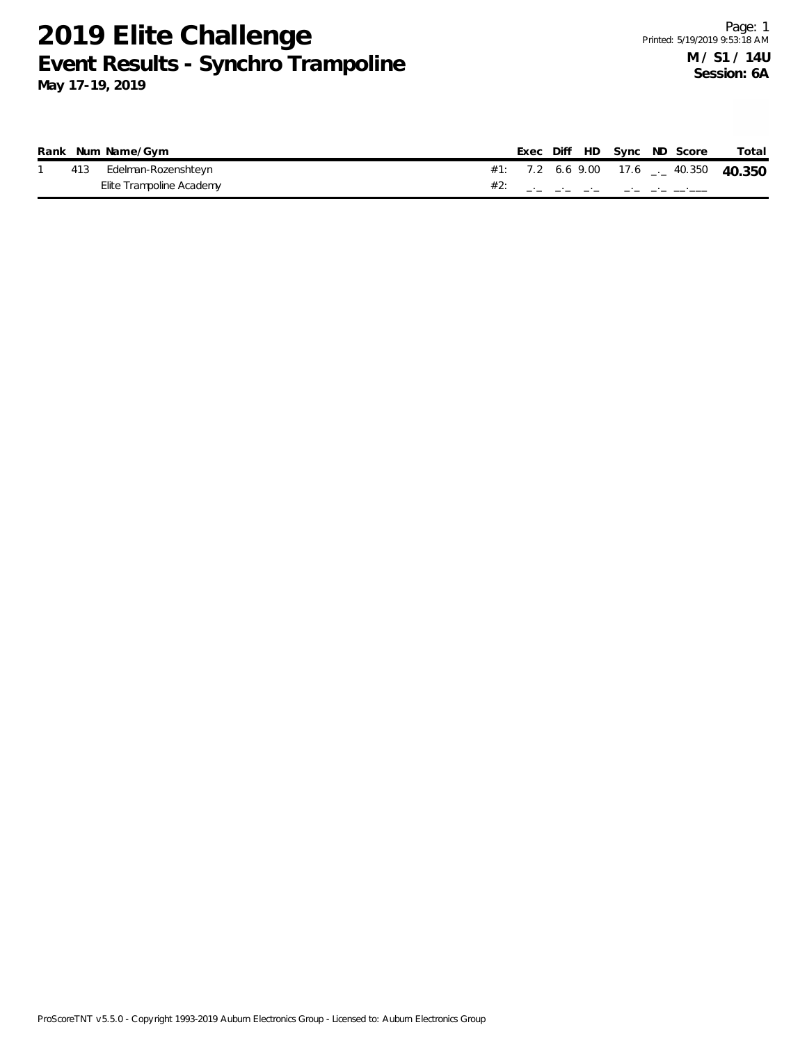# 2019 Elite Challenge
## Event Results - Synchro Trampoline
**May 17-19, 2019**

Printed: 5/19/2019 9:53:18 AM

**M / S1 / 14U**
**Session: 6A**

| Rank | Num | Name/Gym | | Exec | Diff | HD | Sync | ND | Score | Total |
|---|---|---|---|---|---|---|---|---|---|---|
| 1 | 413 | Edelman-Rozenshteyn | #1: | 7.2 | 6.6 | 9.00 | 17.6 | _._ | 40.350 | **40.350** |
| | | Elite Trampoline Academy | #2: | _._ | _._ | _._ | _._ | _._ | __.___ | |

ProScoreTNT v5.5.0 - Copyright 1993-2019 Auburn Electronics Group - Licensed to: Auburn Electronics Group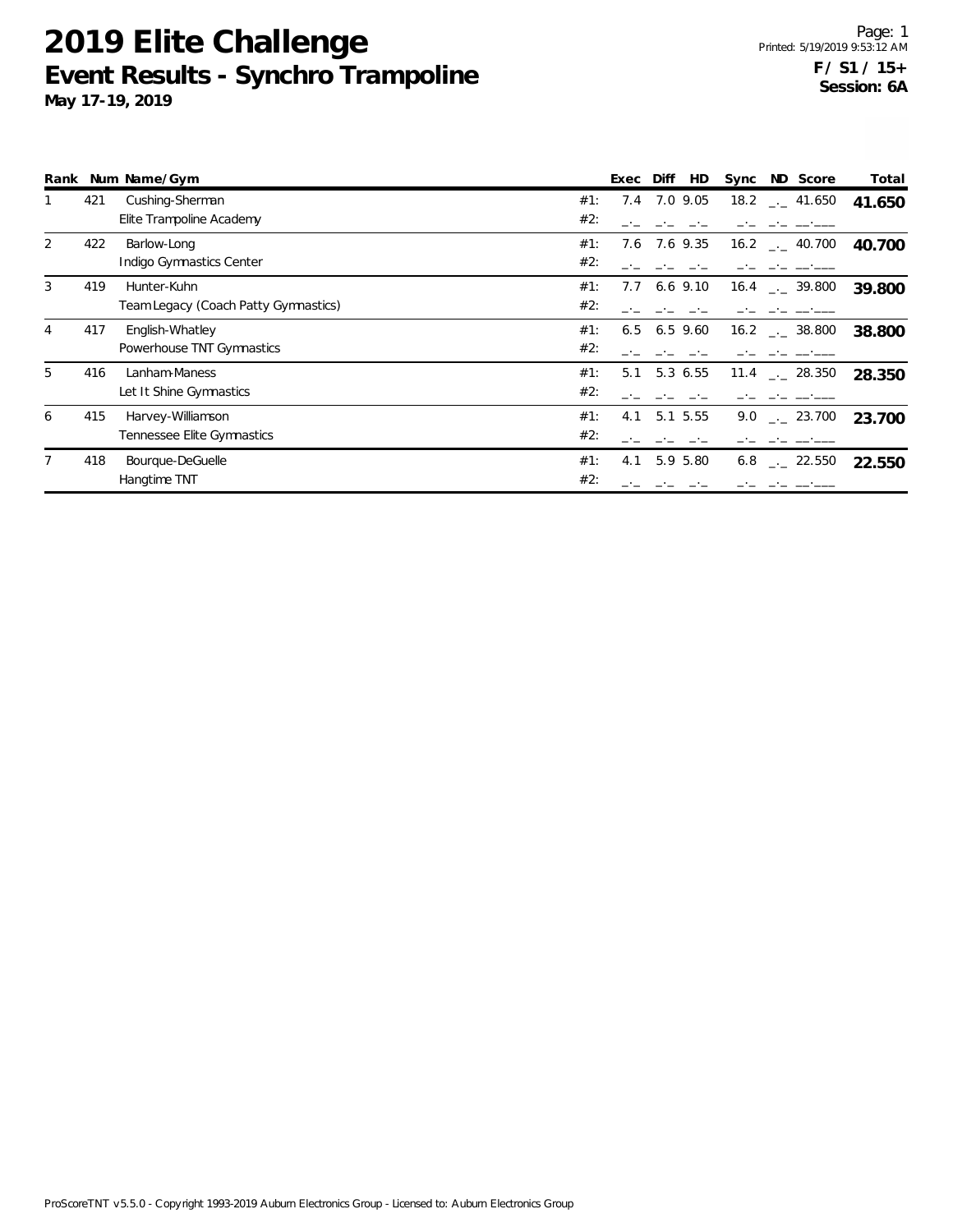# 2019 Elite Challenge

## Event Results - Synchro Trampoline

**May 17-19, 2019**

Printed: 5/19/2019 9:53:12 AM

**F / S1 / 15+**
**Session: 6A**

| Rank | Num | Name/Gym | | Exec | Diff | HD | Sync | ND | Score | Total |
|---|---|---|---|---|---|---|---|---|---|---|
| 1 | 421 | Cushing-Sherman | #1: | 7.4 | 7.0 | 9.05 | 18.2 | _._ | 41.650 | **41.650** |
| | | Elite Trampoline Academy | #2: | _._ | _._ | _._ | _._ | _._ | __.___ | |
| 2 | 422 | Barlow-Long | #1: | 7.6 | 7.6 | 9.35 | 16.2 | _._ | 40.700 | **40.700** |
| | | Indigo Gymnastics Center | #2: | _._ | _._ | _._ | _._ | _._ | __.___ | |
| 3 | 419 | Hunter-Kuhn | #1: | 7.7 | 6.6 | 9.10 | 16.4 | _._ | 39.800 | **39.800** |
| | | Team Legacy (Coach Patty Gymnastics) | #2: | _._ | _._ | _._ | _._ | _._ | __.___ | |
| 4 | 417 | English-Whatley | #1: | 6.5 | 6.5 | 9.60 | 16.2 | _._ | 38.800 | **38.800** |
| | | Powerhouse TNT Gymnastics | #2: | _._ | _._ | _._ | _._ | _._ | __.___ | |
| 5 | 416 | Lanham-Maness | #1: | 5.1 | 5.3 | 6.55 | 11.4 | _._ | 28.350 | **28.350** |
| | | Let It Shine Gymnastics | #2: | _._ | _._ | _._ | _._ | _._ | __.___ | |
| 6 | 415 | Harvey-Williamson | #1: | 4.1 | 5.1 | 5.55 | 9.0 | _._ | 23.700 | **23.700** |
| | | Tennessee Elite Gymnastics | #2: | _._ | _._ | _._ | _._ | _._ | __.___ | |
| 7 | 418 | Bourque-DeGuelle | #1: | 4.1 | 5.9 | 5.80 | 6.8 | _._ | 22.550 | **22.550** |
| | | Hangtime TNT | #2: | _._ | _._ | _._ | _._ | _._ | __.___ | |

ProScoreTNT v5.5.0 - Copyright 1993-2019 Auburn Electronics Group - Licensed to: Auburn Electronics Group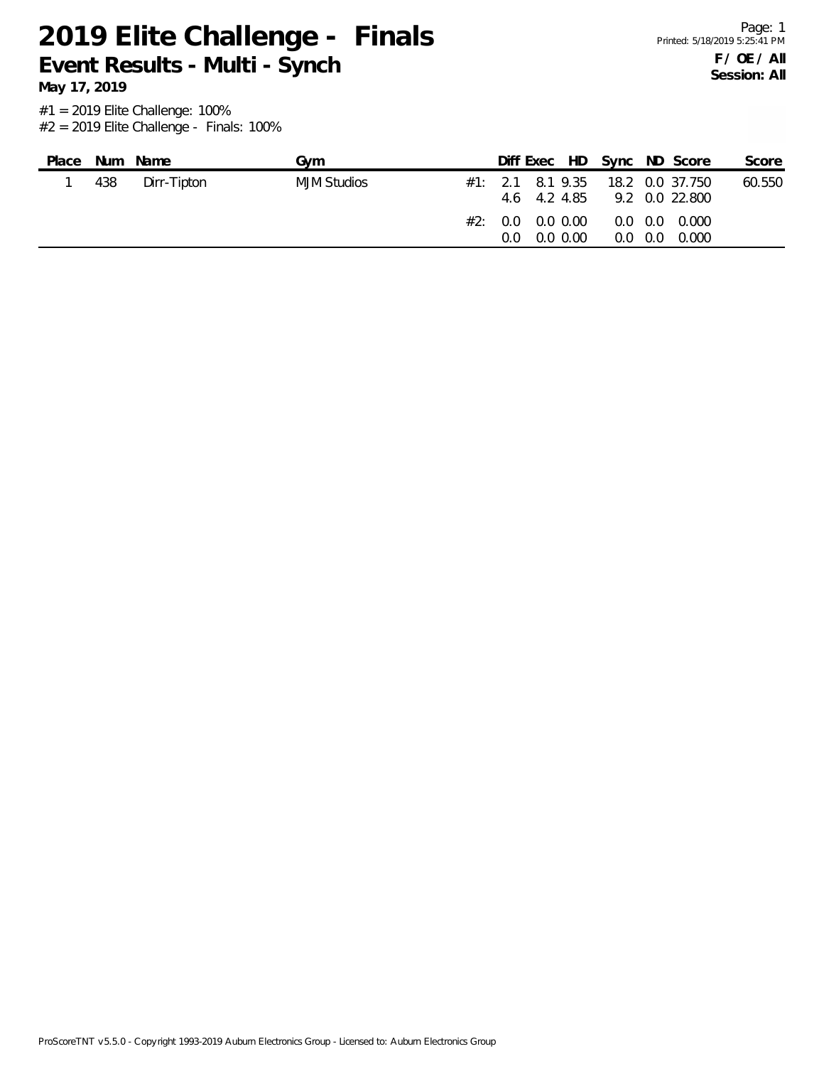# 2019 Elite Challenge - Finals

## Event Results - Multi - Synch

**May 17, 2019**

**F / OE / All**
**Session: All**

#1 = 2019 Elite Challenge: 100%
#2 = 2019 Elite Challenge - Finals: 100%

| Place | Num | Name | Gym | | Diff | Exec | HD | Sync | ND | Score | Score |
|---|---|---|---|---|---|---|---|---|---|---|---|
| 1 | 438 | Dirr-Tipton | MJM Studios | #1: | 2.1 | 8.1 | 9.35 | 18.2 | 0.0 | 37.750 | 60.550 |
| | | | | | 4.6 | 4.2 | 4.85 | 9.2 | 0.0 | 22.800 | |
| | | | | #2: | 0.0 | 0.0 | 0.00 | 0.0 | 0.0 | 0.000 | |
| | | | | | 0.0 | 0.0 | 0.00 | 0.0 | 0.0 | 0.000 | |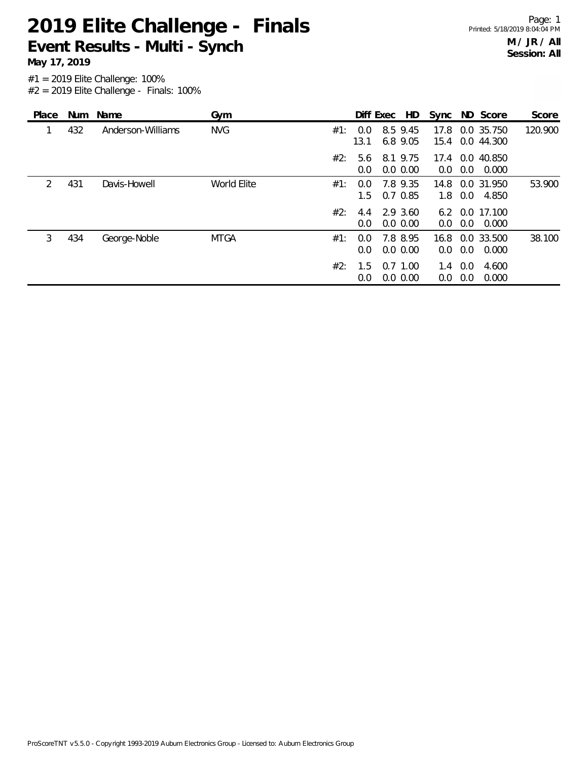# 2019 Elite Challenge - Finals

## Event Results - Multi - Synch

**May 17, 2019**

**M / JR / All**
**Session: All**

#1 = 2019 Elite Challenge: 100%
#2 = 2019 Elite Challenge - Finals: 100%

| Place | Num | Name | Gym | | Diff | Exec | HD | Sync | ND | Score | Score |
|---|---|---|---|---|---|---|---|---|---|---|---|
| 1 | 432 | Anderson-Williams | NVG | #1: | 0.0 | 8.5 | 9.45 | 17.8 | 0.0 | 35.750 | 120.900 |
| | | | | | 13.1 | 6.8 | 9.05 | 15.4 | 0.0 | 44.300 | |
| | | | | #2: | 5.6 | 8.1 | 9.75 | 17.4 | 0.0 | 40.850 | |
| | | | | | 0.0 | 0.0 | 0.00 | 0.0 | 0.0 | 0.000 | |
| 2 | 431 | Davis-Howell | World Elite | #1: | 0.0 | 7.8 | 9.35 | 14.8 | 0.0 | 31.950 | 53.900 |
| | | | | | 1.5 | 0.7 | 0.85 | 1.8 | 0.0 | 4.850 | |
| | | | | #2: | 4.4 | 2.9 | 3.60 | 6.2 | 0.0 | 17.100 | |
| | | | | | 0.0 | 0.0 | 0.00 | 0.0 | 0.0 | 0.000 | |
| 3 | 434 | George-Noble | MTGA | #1: | 0.0 | 7.8 | 8.95 | 16.8 | 0.0 | 33.500 | 38.100 |
| | | | | | 0.0 | 0.0 | 0.00 | 0.0 | 0.0 | 0.000 | |
| | | | | #2: | 1.5 | 0.7 | 1.00 | 1.4 | 0.0 | 4.600 | |
| | | | | | 0.0 | 0.0 | 0.00 | 0.0 | 0.0 | 0.000 | |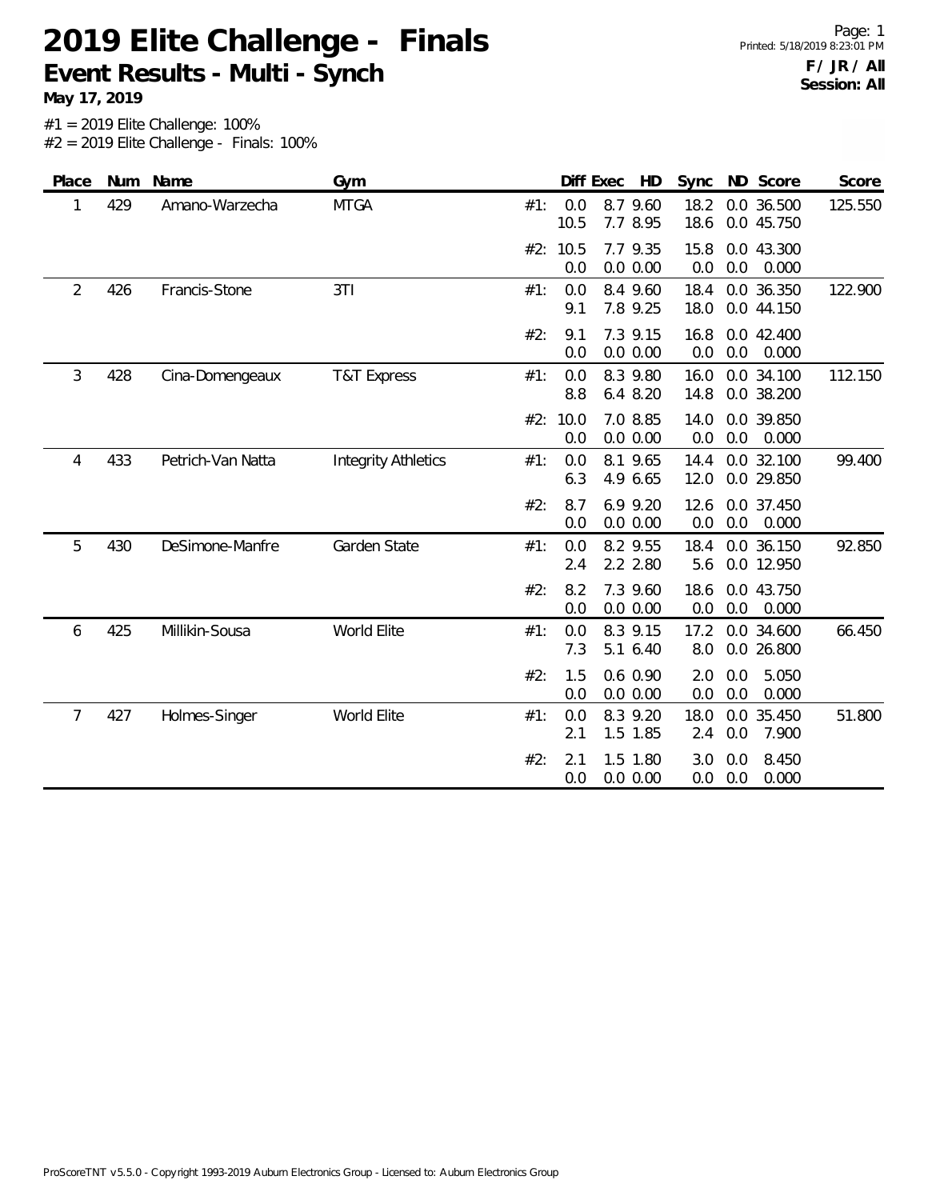# 2019 Elite Challenge - Finals

## Event Results - Multi - Synch

**May 17, 2019**

Page: 1
Printed: 5/18/2019 8:23:01 PM

**F / JR / All**
**Session: All**

#1 = 2019 Elite Challenge: 100%
#2 = 2019 Elite Challenge - Finals: 100%

| Place | Num | Name | Gym | | Diff | Exec | HD | Sync | ND | Score | Score |
|---|---|---|---|---|---|---|---|---|---|---|---|
| 1 | 429 | Amano-Warzecha | MTGA | #1: | 0.0 | 8.7 | 9.60 | 18.2 | 0.0 | 36.500 | 125.550 |
| | | | | | 10.5 | 7.7 | 8.95 | 18.6 | 0.0 | 45.750 | |
| | | | | #2: | 10.5 | 7.7 | 9.35 | 15.8 | 0.0 | 43.300 | |
| | | | | | 0.0 | 0.0 | 0.00 | 0.0 | 0.0 | 0.000 | |
| 2 | 426 | Francis-Stone | 3TI | #1: | 0.0 | 8.4 | 9.60 | 18.4 | 0.0 | 36.350 | 122.900 |
| | | | | | 9.1 | 7.8 | 9.25 | 18.0 | 0.0 | 44.150 | |
| | | | | #2: | 9.1 | 7.3 | 9.15 | 16.8 | 0.0 | 42.400 | |
| | | | | | 0.0 | 0.0 | 0.00 | 0.0 | 0.0 | 0.000 | |
| 3 | 428 | Cina-Domengeaux | T&T Express | #1: | 0.0 | 8.3 | 9.80 | 16.0 | 0.0 | 34.100 | 112.150 |
| | | | | | 8.8 | 6.4 | 8.20 | 14.8 | 0.0 | 38.200 | |
| | | | | #2: | 10.0 | 7.0 | 8.85 | 14.0 | 0.0 | 39.850 | |
| | | | | | 0.0 | 0.0 | 0.00 | 0.0 | 0.0 | 0.000 | |
| 4 | 433 | Petrich-Van Natta | Integrity Athletics | #1: | 0.0 | 8.1 | 9.65 | 14.4 | 0.0 | 32.100 | 99.400 |
| | | | | | 6.3 | 4.9 | 6.65 | 12.0 | 0.0 | 29.850 | |
| | | | | #2: | 8.7 | 6.9 | 9.20 | 12.6 | 0.0 | 37.450 | |
| | | | | | 0.0 | 0.0 | 0.00 | 0.0 | 0.0 | 0.000 | |
| 5 | 430 | DeSimone-Manfre | Garden State | #1: | 0.0 | 8.2 | 9.55 | 18.4 | 0.0 | 36.150 | 92.850 |
| | | | | | 2.4 | 2.2 | 2.80 | 5.6 | 0.0 | 12.950 | |
| | | | | #2: | 8.2 | 7.3 | 9.60 | 18.6 | 0.0 | 43.750 | |
| | | | | | 0.0 | 0.0 | 0.00 | 0.0 | 0.0 | 0.000 | |
| 6 | 425 | Millikin-Sousa | World Elite | #1: | 0.0 | 8.3 | 9.15 | 17.2 | 0.0 | 34.600 | 66.450 |
| | | | | | 7.3 | 5.1 | 6.40 | 8.0 | 0.0 | 26.800 | |
| | | | | #2: | 1.5 | 0.6 | 0.90 | 2.0 | 0.0 | 5.050 | |
| | | | | | 0.0 | 0.0 | 0.00 | 0.0 | 0.0 | 0.000 | |
| 7 | 427 | Holmes-Singer | World Elite | #1: | 0.0 | 8.3 | 9.20 | 18.0 | 0.0 | 35.450 | 51.800 |
| | | | | | 2.1 | 1.5 | 1.85 | 2.4 | 0.0 | 7.900 | |
| | | | | #2: | 2.1 | 1.5 | 1.80 | 3.0 | 0.0 | 8.450 | |
| | | | | | 0.0 | 0.0 | 0.00 | 0.0 | 0.0 | 0.000 | |

ProScoreTNT v5.5.0 - Copyright 1993-2019 Auburn Electronics Group - Licensed to: Auburn Electronics Group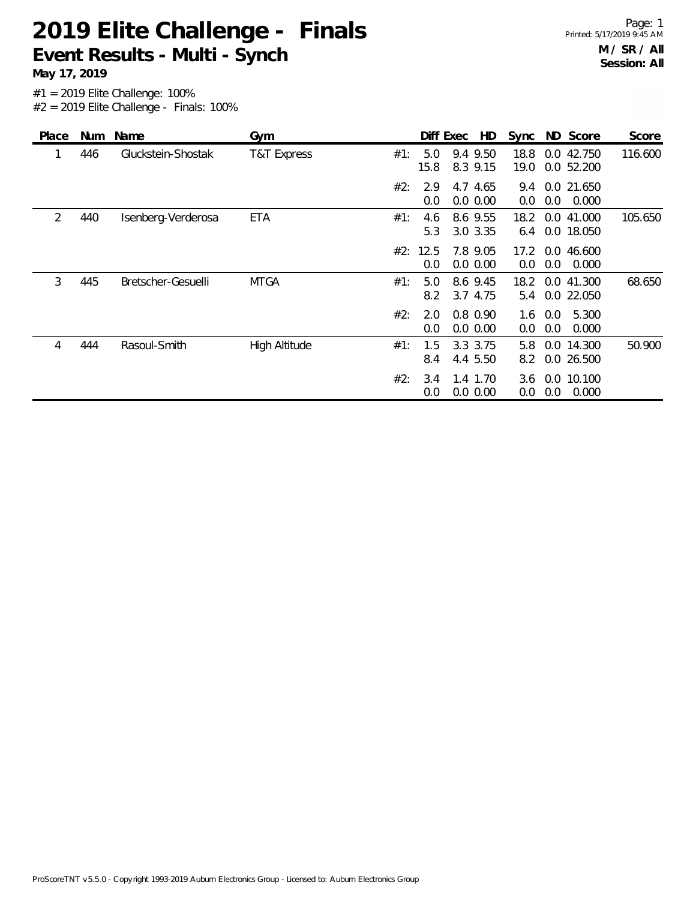# 2019 Elite Challenge - Finals

## Event Results - Multi - Synch

**May 17, 2019**

**M / SR / All**
**Session: All**

#1 = 2019 Elite Challenge: 100%
#2 = 2019 Elite Challenge - Finals: 100%

| Place | Num | Name | Gym | | Diff | Exec | HD | Sync | ND | Score | Score |
|---|---|---|---|---|---|---|---|---|---|---|---|
| 1 | 446 | Gluckstein-Shostak | T&T Express | #1: | 5.0 | 9.4 | 9.50 | 18.8 | 0.0 | 42.750 | 116.600 |
| | | | | | 15.8 | 8.3 | 9.15 | 19.0 | 0.0 | 52.200 | |
| | | | | #2: | 2.9 | 4.7 | 4.65 | 9.4 | 0.0 | 21.650 | |
| | | | | | 0.0 | 0.0 | 0.00 | 0.0 | 0.0 | 0.000 | |
| 2 | 440 | Isenberg-Verderosa | ETA | #1: | 4.6 | 8.6 | 9.55 | 18.2 | 0.0 | 41.000 | 105.650 |
| | | | | | 5.3 | 3.0 | 3.35 | 6.4 | 0.0 | 18.050 | |
| | | | | #2: | 12.5 | 7.8 | 9.05 | 17.2 | 0.0 | 46.600 | |
| | | | | | 0.0 | 0.0 | 0.00 | 0.0 | 0.0 | 0.000 | |
| 3 | 445 | Bretscher-Gesuelli | MTGA | #1: | 5.0 | 8.6 | 9.45 | 18.2 | 0.0 | 41.300 | 68.650 |
| | | | | | 8.2 | 3.7 | 4.75 | 5.4 | 0.0 | 22.050 | |
| | | | | #2: | 2.0 | 0.8 | 0.90 | 1.6 | 0.0 | 5.300 | |
| | | | | | 0.0 | 0.0 | 0.00 | 0.0 | 0.0 | 0.000 | |
| 4 | 444 | Rasoul-Smith | High Altitude | #1: | 1.5 | 3.3 | 3.75 | 5.8 | 0.0 | 14.300 | 50.900 |
| | | | | | 8.4 | 4.4 | 5.50 | 8.2 | 0.0 | 26.500 | |
| | | | | #2: | 3.4 | 1.4 | 1.70 | 3.6 | 0.0 | 10.100 | |
| | | | | | 0.0 | 0.0 | 0.00 | 0.0 | 0.0 | 0.000 | |

ProScoreTNT v5.5.0 - Copyright 1993-2019 Auburn Electronics Group - Licensed to: Auburn Electronics Group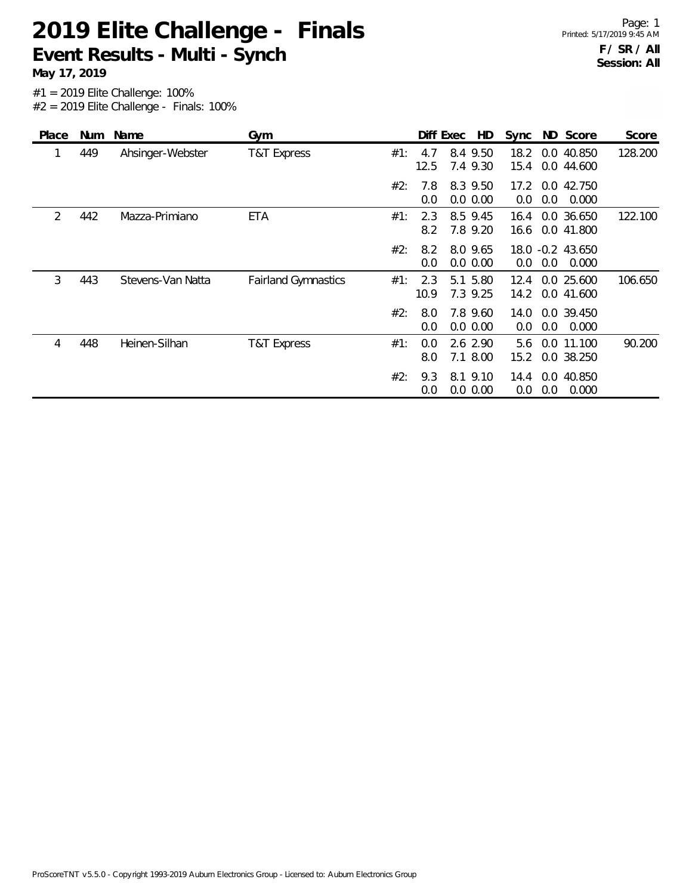# 2019 Elite Challenge - Finals

## Event Results - Multi - Synch

**May 17, 2019**

**F / SR / All**
**Session: All**

#1 = 2019 Elite Challenge: 100%
#2 = 2019 Elite Challenge - Finals: 100%

| Place | Num | Name | Gym | | Diff | Exec | HD | Sync | ND | Score | Score |
|---|---|---|---|---|---|---|---|---|---|---|---|
| 1 | 449 | Ahsinger-Webster | T&T Express | #1: | 4.7 | 8.4 | 9.50 | 18.2 | 0.0 | 40.850 | 128.200 |
| | | | | | 12.5 | 7.4 | 9.30 | 15.4 | 0.0 | 44.600 | |
| | | | | #2: | 7.8 | 8.3 | 9.50 | 17.2 | 0.0 | 42.750 | |
| | | | | | 0.0 | 0.0 | 0.00 | 0.0 | 0.0 | 0.000 | |
| 2 | 442 | Mazza-Primiano | ETA | #1: | 2.3 | 8.5 | 9.45 | 16.4 | 0.0 | 36.650 | 122.100 |
| | | | | | 8.2 | 7.8 | 9.20 | 16.6 | 0.0 | 41.800 | |
| | | | | #2: | 8.2 | 8.0 | 9.65 | 18.0 | -0.2 | 43.650 | |
| | | | | | 0.0 | 0.0 | 0.00 | 0.0 | 0.0 | 0.000 | |
| 3 | 443 | Stevens-Van Natta | Fairland Gymnastics | #1: | 2.3 | 5.1 | 5.80 | 12.4 | 0.0 | 25.600 | 106.650 |
| | | | | | 10.9 | 7.3 | 9.25 | 14.2 | 0.0 | 41.600 | |
| | | | | #2: | 8.0 | 7.8 | 9.60 | 14.0 | 0.0 | 39.450 | |
| | | | | | 0.0 | 0.0 | 0.00 | 0.0 | 0.0 | 0.000 | |
| 4 | 448 | Heinen-Silhan | T&T Express | #1: | 0.0 | 2.6 | 2.90 | 5.6 | 0.0 | 11.100 | 90.200 |
| | | | | | 8.0 | 7.1 | 8.00 | 15.2 | 0.0 | 38.250 | |
| | | | | #2: | 9.3 | 8.1 | 9.10 | 14.4 | 0.0 | 40.850 | |
| | | | | | 0.0 | 0.0 | 0.00 | 0.0 | 0.0 | 0.000 | |

ProScoreTNT v5.5.0 - Copyright 1993-2019 Auburn Electronics Group - Licensed to: Auburn Electronics Group